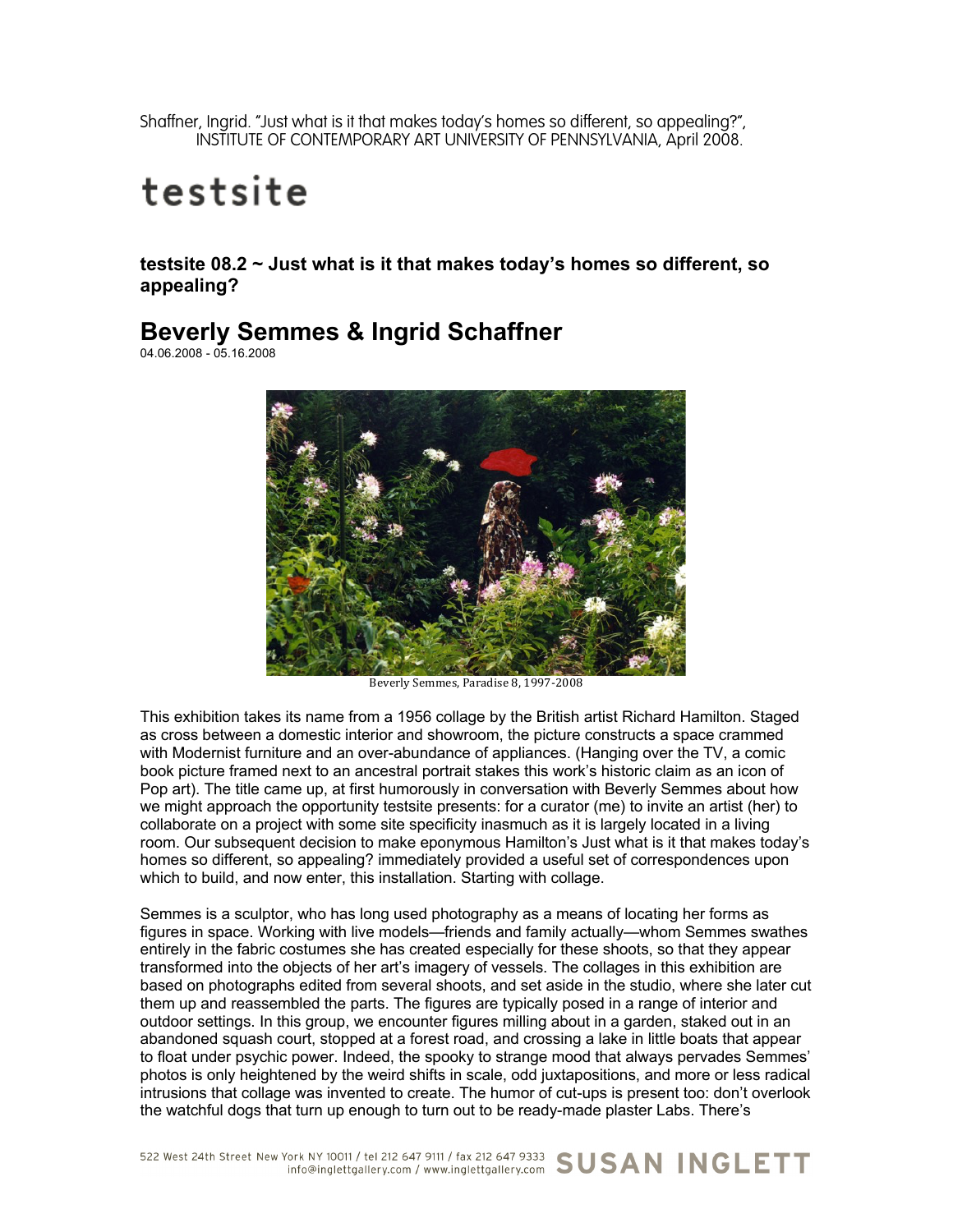Shaffner, Ingrid. "Just what is it that makes today's homes so different, so appealing?", INSTITUTE OF CONTEMPORARY ART UNIVERSITY OF PENNSYLVANIA, April 2008.

# testsite

### testsite 08.2 ~ Just what is it that makes today's homes so different, so appealing?

## Beverly Semmes & Ingrid Schaffner

04.06.2008 - 05.16.2008

Beverly Semmes, Paradise 8, 1997-2008

This exhibition takes its name from a 1956 collage by the British artist Richard Hamilton. Staged as cross between a domestic interior and showroom, the picture constructs a space crammed with Modernist furniture and an over-abundance of appliances. (Hanging over the TV, a comic book picture framed next to an ancestral portrait stakes this work's historic claim as an icon of Pop art). The title came up, at first humorously in conversation with Beverly Semmes about how we might approach the opportunity testsite presents: for a curator (me) to invite an artist (her) to collaborate on a project with some site specificity inasmuch as it is largely located in a living room. Our subsequent decision to make eponymous Hamilton's Just what is it that makes today's homes so different, so appealing? immediately provided a useful set of correspondences upon which to build, and now enter, this installation. Starting with collage.

Semmes is a sculptor, who has long used photography as a means of locating her forms as figures in space. Working with live models—friends and family actually—whom Semmes swathes entirely in the fabric costumes she has created especially for these shoots, so that they appear transformed into the objects of her art's imagery of vessels. The collages in this exhibition are based on photographs edited from several shoots, and set aside in the studio, where she later cut them up and reassembled the parts. The figures are typically posed in a range of interior and outdoor settings. In this group, we encounter figures milling about in a garden, staked out in an abandoned squash court, stopped at a forest road, and crossing a lake in little boats that appear to float under psychic power. Indeed, the spooky to strange mood that always pervades Semmes' photos is only heightened by the weird shifts in scale, odd juxtapositions, and more or less radical intrusions that collage was invented to create. The humor of cut-ups is present too: don't overlook the watchful dogs that turn up enough to turn out to be ready-made plaster Labs. There's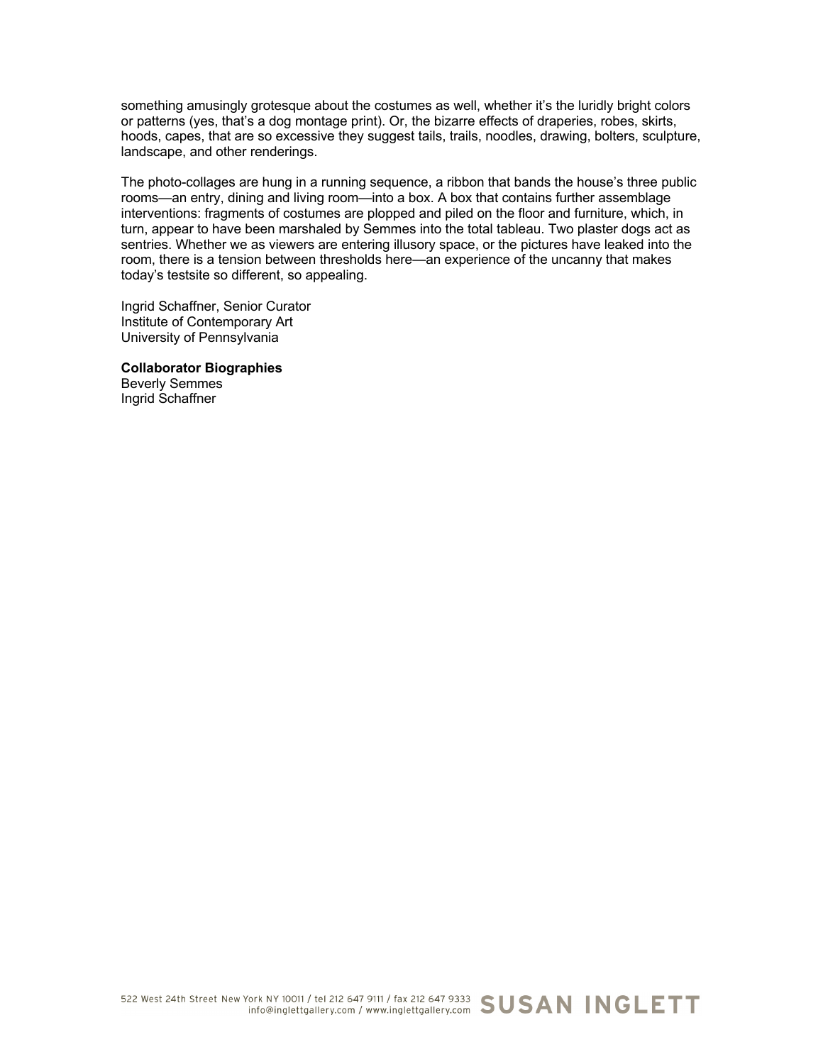something amusingly grotesque about the costumes as well, whether it's the luridly bright colors or patterns (yes, that's a dog montage print). Or, the bizarre effects of draperies, robes, skirts, hoods, capes, that are so excessive they suggest tails, trails, noodles, drawing, bolters, sculpture, landscape, and other renderings.

The photo-collages are hung in a running sequence, a ribbon that bands the house's three public rooms—an entry, dining and living room—into a box. A box that contains further assemblage interventions: fragments of costumes are plopped and piled on the floor and furniture, which, in turn, appear to have been marshaled by Semmes into the total tableau. Two plaster dogs act as sentries. Whether we as viewers are entering illusory space, or the pictures have leaked into the room, there is a tension between thresholds here—an experience of the uncanny that makes today's testsite so different, so appealing.

Ingrid Schaffner, Senior Curator
Institute of Contemporary Art
University of Pennsylvania

**Collaborator Biographies**
Beverly Semmes
Ingrid Schaffner